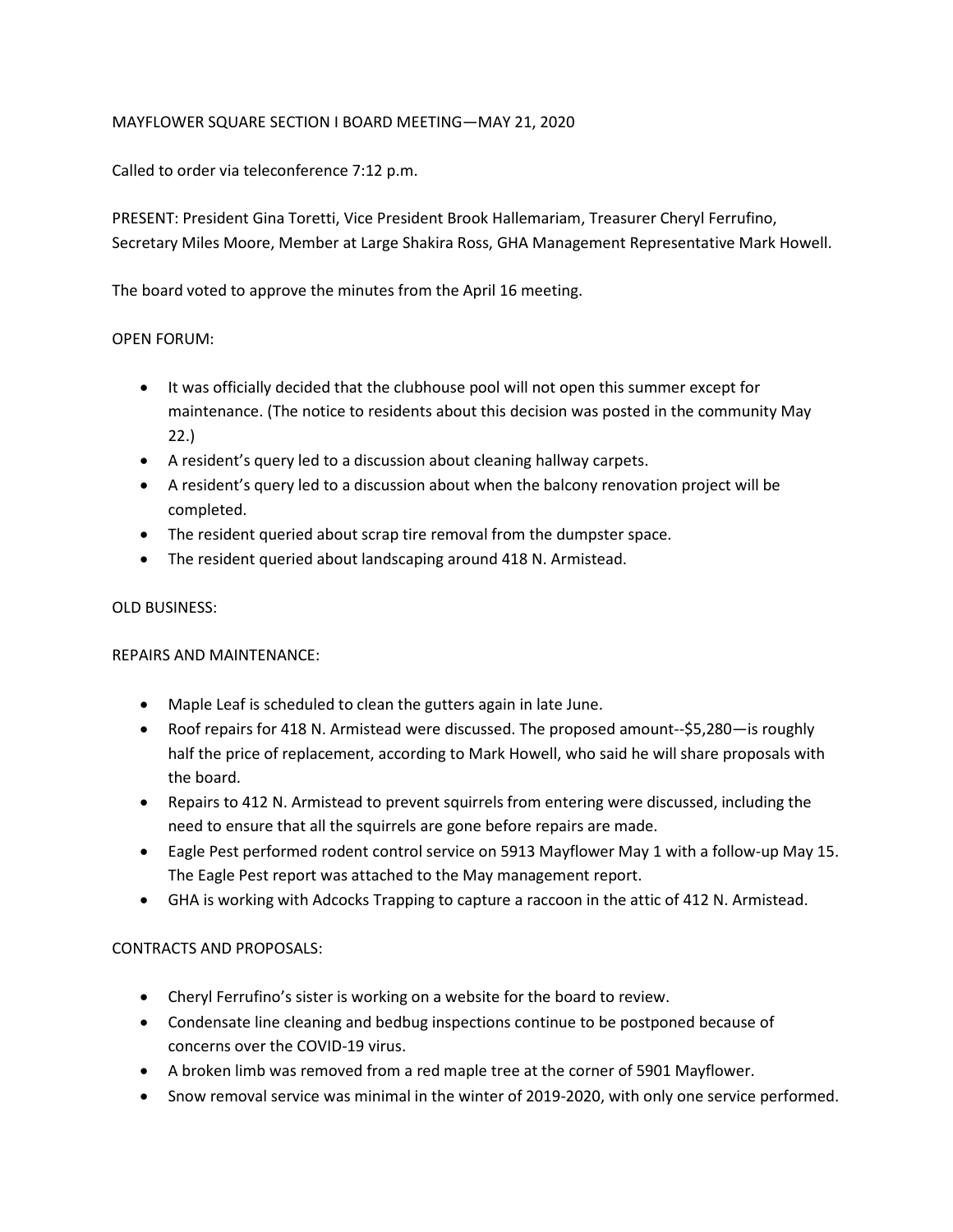MAYFLOWER SQUARE SECTION I BOARD MEETING—MAY 21, 2020

Called to order via teleconference 7:12 p.m.

PRESENT: President Gina Toretti, Vice President Brook Hallemariam, Treasurer Cheryl Ferrufino, Secretary Miles Moore, Member at Large Shakira Ross, GHA Management Representative Mark Howell.

The board voted to approve the minutes from the April 16 meeting.

OPEN FORUM:

- It was officially decided that the clubhouse pool will not open this summer except for maintenance. (The notice to residents about this decision was posted in the community May 22.)
- A resident's query led to a discussion about cleaning hallway carpets.
- A resident's query led to a discussion about when the balcony renovation project will be completed.
- The resident queried about scrap tire removal from the dumpster space.
- The resident queried about landscaping around 418 N. Armistead.

OLD BUSINESS:

REPAIRS AND MAINTENANCE:

- Maple Leaf is scheduled to clean the gutters again in late June.
- Roof repairs for 418 N. Armistead were discussed. The proposed amount--$5,280—is roughly half the price of replacement, according to Mark Howell, who said he will share proposals with the board.
- Repairs to 412 N. Armistead to prevent squirrels from entering were discussed, including the need to ensure that all the squirrels are gone before repairs are made.
- Eagle Pest performed rodent control service on 5913 Mayflower May 1 with a follow-up May 15. The Eagle Pest report was attached to the May management report.
- GHA is working with Adcocks Trapping to capture a raccoon in the attic of 412 N. Armistead.

CONTRACTS AND PROPOSALS:

- Cheryl Ferrufino's sister is working on a website for the board to review.
- Condensate line cleaning and bedbug inspections continue to be postponed because of concerns over the COVID-19 virus.
- A broken limb was removed from a red maple tree at the corner of 5901 Mayflower.
- Snow removal service was minimal in the winter of 2019-2020, with only one service performed.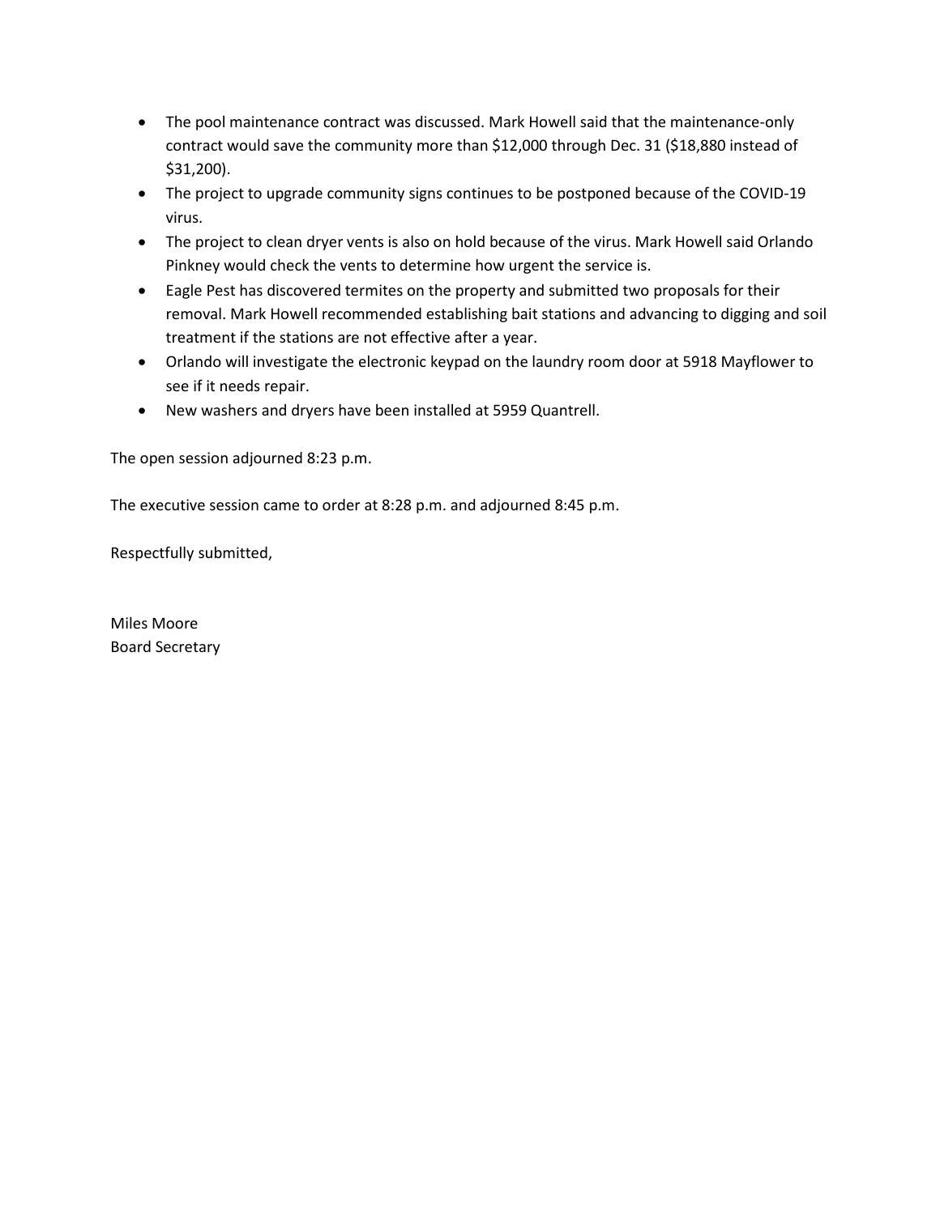- The pool maintenance contract was discussed. Mark Howell said that the maintenance-only contract would save the community more than $12,000 through Dec. 31 ($18,880 instead of $31,200).
- The project to upgrade community signs continues to be postponed because of the COVID-19 virus.
- The project to clean dryer vents is also on hold because of the virus. Mark Howell said Orlando Pinkney would check the vents to determine how urgent the service is.
- Eagle Pest has discovered termites on the property and submitted two proposals for their removal. Mark Howell recommended establishing bait stations and advancing to digging and soil treatment if the stations are not effective after a year.
- Orlando will investigate the electronic keypad on the laundry room door at 5918 Mayflower to see if it needs repair.
- New washers and dryers have been installed at 5959 Quantrell.

The open session adjourned 8:23 p.m.

The executive session came to order at 8:28 p.m. and adjourned 8:45 p.m.

Respectfully submitted,

Miles Moore
Board Secretary